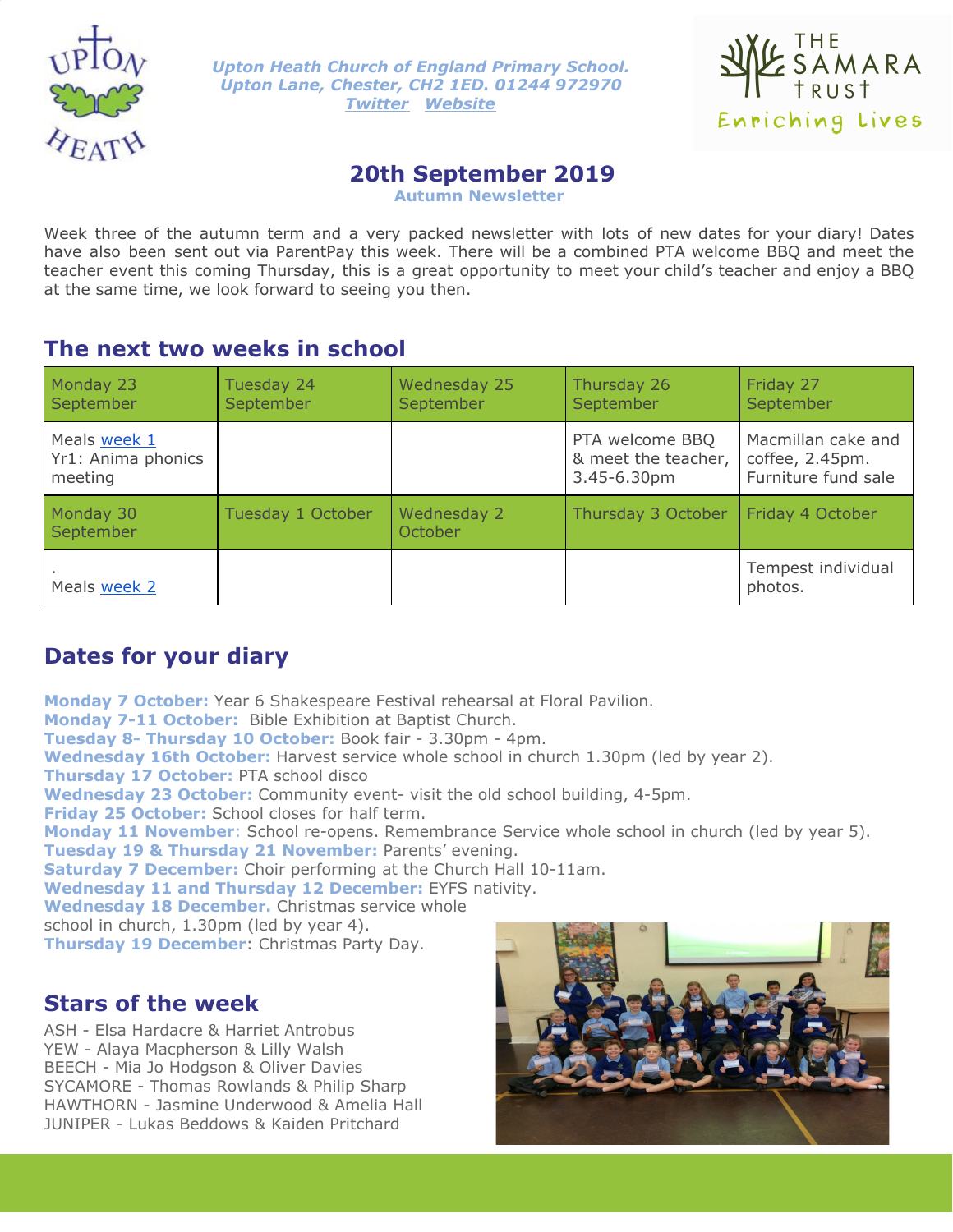*Upton Heath Church of England Primary School.*
*Upton Lane, Chester, CH2 1ED. 01244 972970*
*Twitter Website*

THE SAMARA TRUST
Enriching Lives

# 20th September 2019

**Autumn Newsletter**

Week three of the autumn term and a very packed newsletter with lots of new dates for your diary! Dates have also been sent out via ParentPay this week. There will be a combined PTA welcome BBQ and meet the teacher event this coming Thursday, this is a great opportunity to meet your child's teacher and enjoy a BBQ at the same time, we look forward to seeing you then.

## The next two weeks in school

| Monday 23 September | Tuesday 24 September | Wednesday 25 September | Thursday 26 September | Friday 27 September |
|---|---|---|---|---|
| Meals week 1<br>Yr1: Anima phonics meeting | | | PTA welcome BBQ & meet the teacher, 3.45-6.30pm | Macmillan cake and coffee, 2.45pm. Furniture fund sale |
| **Monday 30 September** | **Tuesday 1 October** | **Wednesday 2 October** | **Thursday 3 October** | **Friday 4 October** |
| .<br>Meals week 2 | | | | Tempest individual photos. |

## Dates for your diary

**Monday 7 October:** Year 6 Shakespeare Festival rehearsal at Floral Pavilion.
**Monday 7-11 October:** Bible Exhibition at Baptist Church.
**Tuesday 8- Thursday 10 October:** Book fair - 3.30pm - 4pm.
**Wednesday 16th October:** Harvest service whole school in church 1.30pm (led by year 2).
**Thursday 17 October:** PTA school disco
**Wednesday 23 October:** Community event- visit the old school building, 4-5pm.
**Friday 25 October:** School closes for half term.
**Monday 11 November**: School re-opens. Remembrance Service whole school in church (led by year 5).
**Tuesday 19 & Thursday 21 November:** Parents' evening.
**Saturday 7 December:** Choir performing at the Church Hall 10-11am.
**Wednesday 11 and Thursday 12 December:** EYFS nativity.
**Wednesday 18 December.** Christmas service whole school in church, 1.30pm (led by year 4).
**Thursday 19 December**: Christmas Party Day.

## Stars of the week

ASH - Elsa Hardacre & Harriet Antrobus
YEW - Alaya Macpherson & Lilly Walsh
BEECH - Mia Jo Hodgson & Oliver Davies
SYCAMORE - Thomas Rowlands & Philip Sharp
HAWTHORN - Jasmine Underwood & Amelia Hall
JUNIPER - Lukas Beddows & Kaiden Pritchard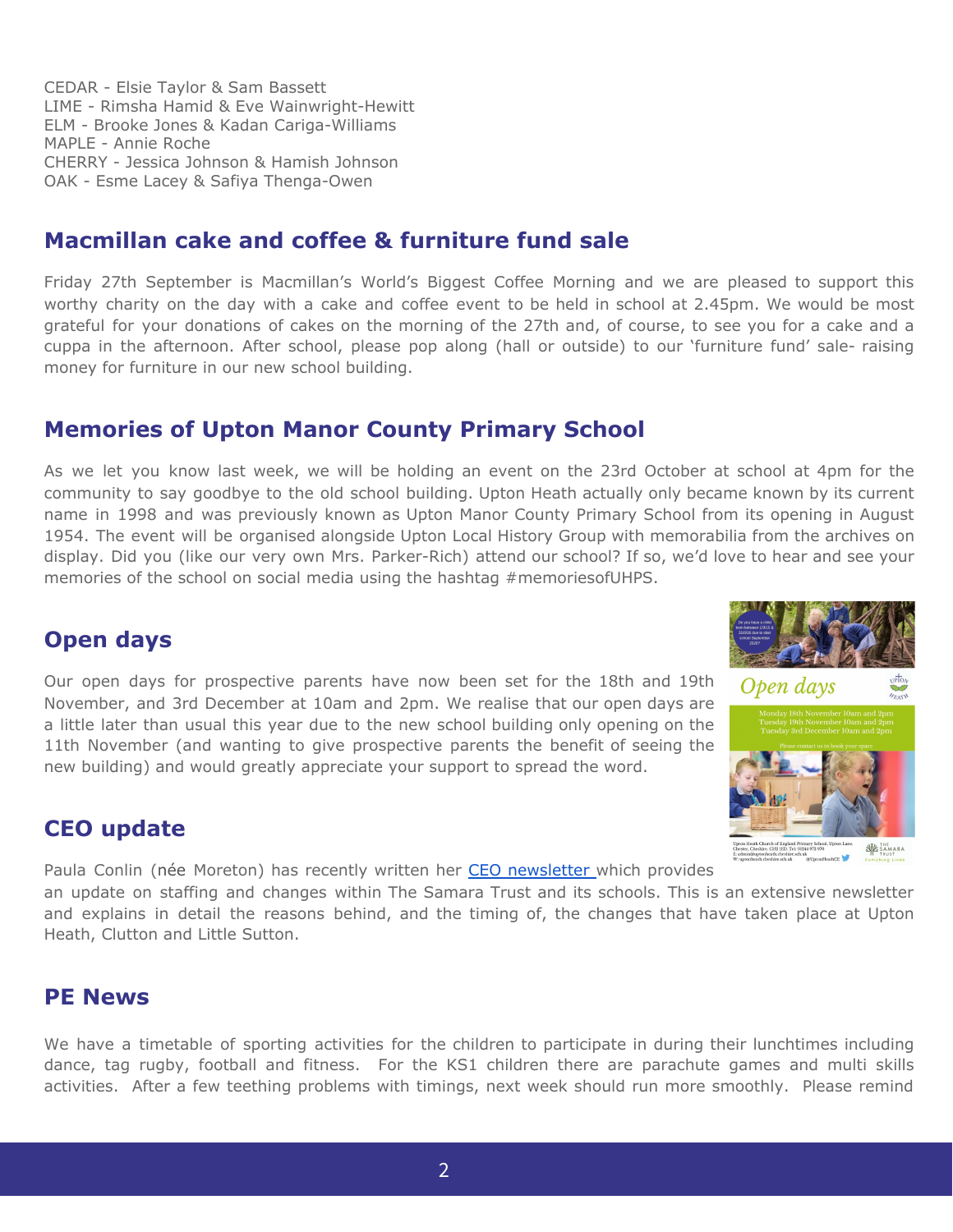CEDAR - Elsie Taylor & Sam Bassett
LIME - Rimsha Hamid & Eve Wainwright-Hewitt
ELM - Brooke Jones & Kadan Cariga-Williams
MAPLE - Annie Roche
CHERRY - Jessica Johnson & Hamish Johnson
OAK - Esme Lacey & Safiya Thenga-Owen

## Macmillan cake and coffee & furniture fund sale

Friday 27th September is Macmillan's World's Biggest Coffee Morning and we are pleased to support this worthy charity on the day with a cake and coffee event to be held in school at 2.45pm. We would be most grateful for your donations of cakes on the morning of the 27th and, of course, to see you for a cake and a cuppa in the afternoon. After school, please pop along (hall or outside) to our 'furniture fund' sale- raising money for furniture in our new school building.

## Memories of Upton Manor County Primary School

As we let you know last week, we will be holding an event on the 23rd October at school at 4pm for the community to say goodbye to the old school building. Upton Heath actually only became known by its current name in 1998 and was previously known as Upton Manor County Primary School from its opening in August 1954. The event will be organised alongside Upton Local History Group with memorabilia from the archives on display. Did you (like our very own Mrs. Parker-Rich) attend our school? If so, we'd love to hear and see your memories of the school on social media using the hashtag #memoriesofUHPS.

## Open days

Our open days for prospective parents have now been set for the 18th and 19th November, and 3rd December at 10am and 2pm. We realise that our open days are a little later than usual this year due to the new school building only opening on the 11th November (and wanting to give prospective parents the benefit of seeing the new building) and would greatly appreciate your support to spread the word.

## CEO update

Paula Conlin (née Moreton) has recently written her [CEO newsletter](#) which provides an update on staffing and changes within The Samara Trust and its schools. This is an extensive newsletter and explains in detail the reasons behind, and the timing of, the changes that have taken place at Upton Heath, Clutton and Little Sutton.

## PE News

We have a timetable of sporting activities for the children to participate in during their lunchtimes including dance, tag rugby, football and fitness. For the KS1 children there are parachute games and multi skills activities. After a few teething problems with timings, next week should run more smoothly. Please remind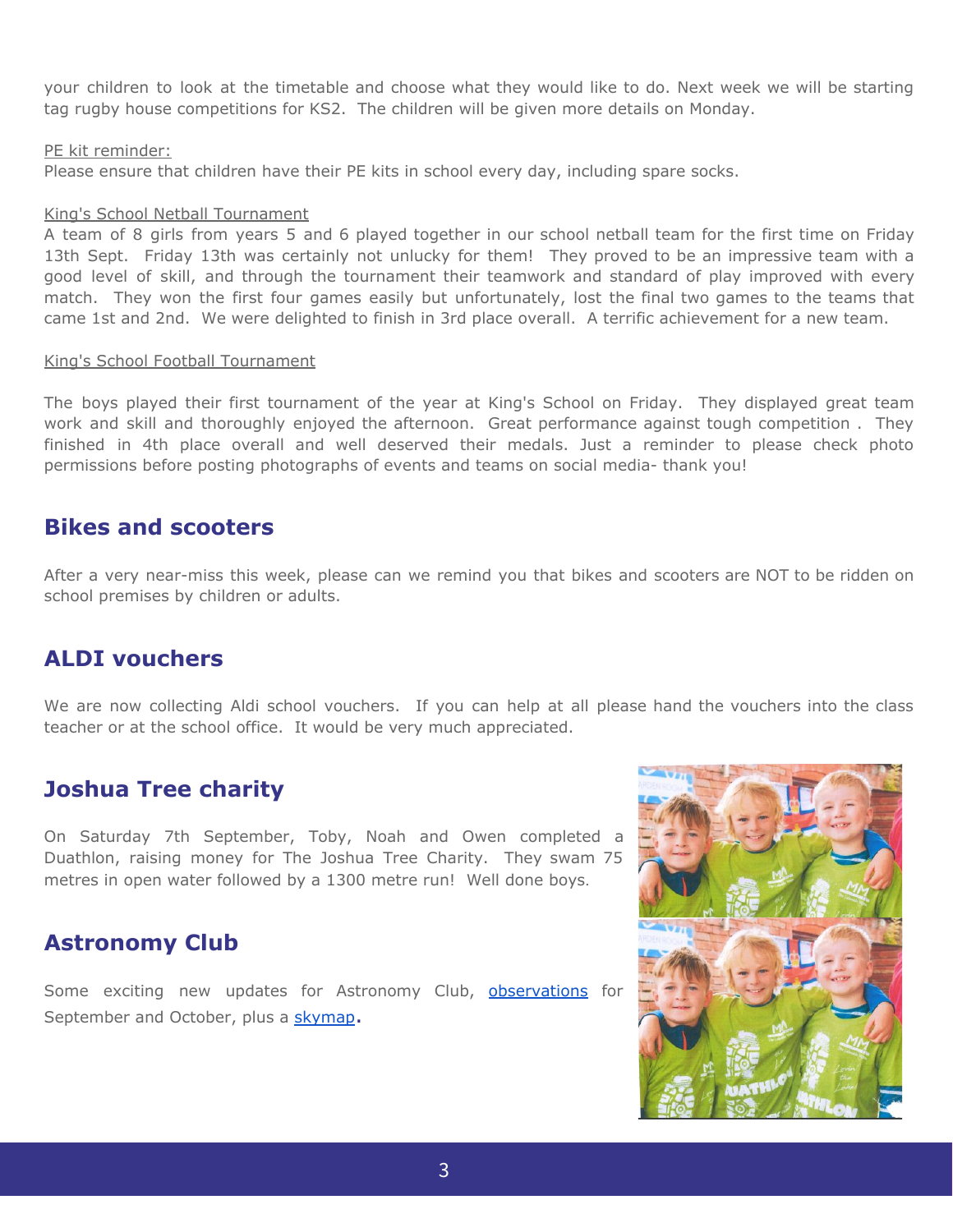your children to look at the timetable and choose what they would like to do. Next week we will be starting tag rugby house competitions for KS2. The children will be given more details on Monday.

PE kit reminder:

Please ensure that children have their PE kits in school every day, including spare socks.

King's School Netball Tournament

A team of 8 girls from years 5 and 6 played together in our school netball team for the first time on Friday 13th Sept. Friday 13th was certainly not unlucky for them! They proved to be an impressive team with a good level of skill, and through the tournament their teamwork and standard of play improved with every match. They won the first four games easily but unfortunately, lost the final two games to the teams that came 1st and 2nd. We were delighted to finish in 3rd place overall. A terrific achievement for a new team.

King's School Football Tournament

The boys played their first tournament of the year at King's School on Friday. They displayed great team work and skill and thoroughly enjoyed the afternoon. Great performance against tough competition . They finished in 4th place overall and well deserved their medals. Just a reminder to please check photo permissions before posting photographs of events and teams on social media- thank you!

## Bikes and scooters

After a very near-miss this week, please can we remind you that bikes and scooters are NOT to be ridden on school premises by children or adults.

## ALDI vouchers

We are now collecting Aldi school vouchers. If you can help at all please hand the vouchers into the class teacher or at the school office. It would be very much appreciated.

## Joshua Tree charity

On Saturday 7th September, Toby, Noah and Owen completed a Duathlon, raising money for The Joshua Tree Charity. They swam 75 metres in open water followed by a 1300 metre run! Well done boys.

## Astronomy Club

Some exciting new updates for Astronomy Club, observations for September and October, plus a skymap.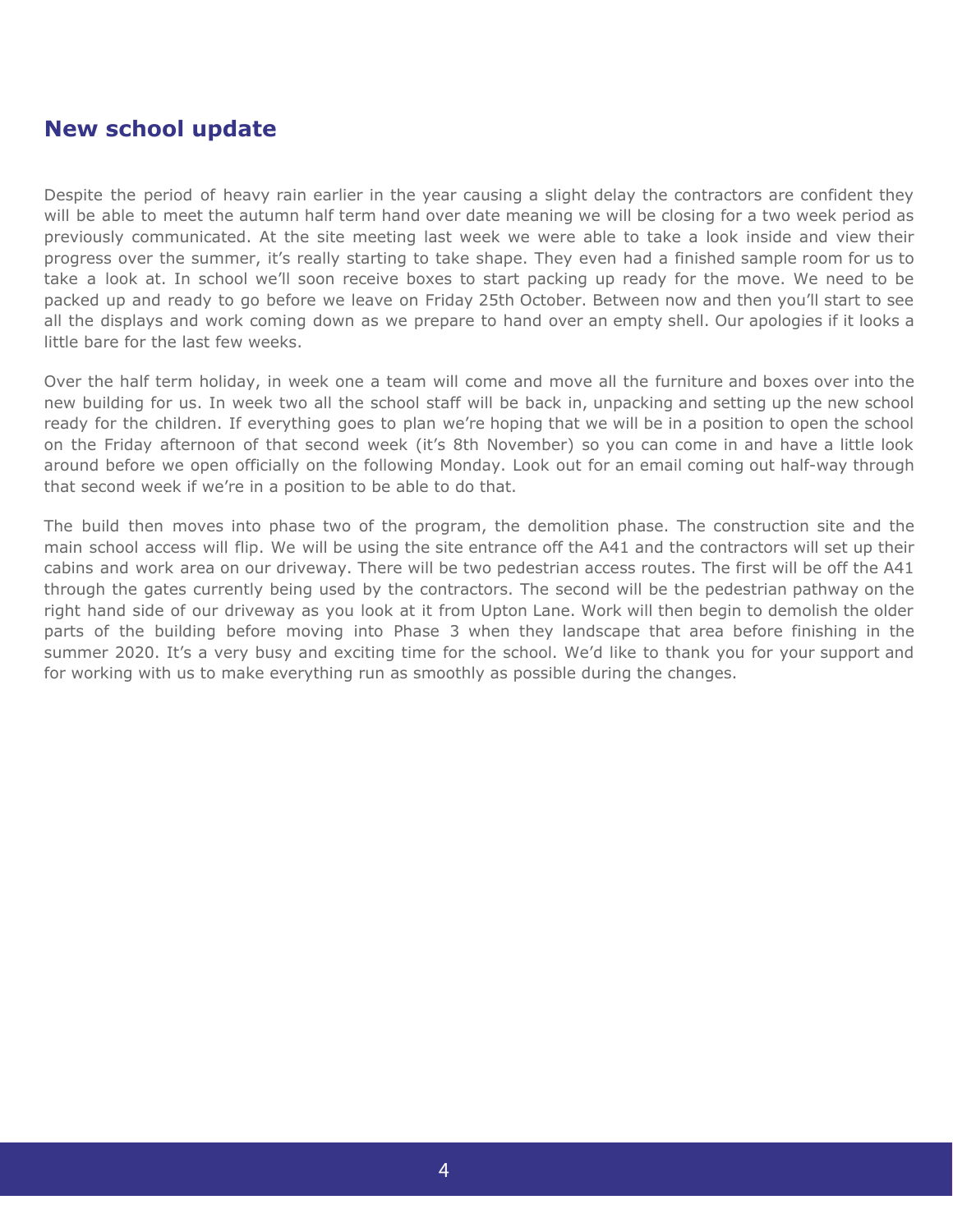## New school update

Despite the period of heavy rain earlier in the year causing a slight delay the contractors are confident they will be able to meet the autumn half term hand over date meaning we will be closing for a two week period as previously communicated. At the site meeting last week we were able to take a look inside and view their progress over the summer, it's really starting to take shape. They even had a finished sample room for us to take a look at. In school we'll soon receive boxes to start packing up ready for the move. We need to be packed up and ready to go before we leave on Friday 25th October. Between now and then you'll start to see all the displays and work coming down as we prepare to hand over an empty shell. Our apologies if it looks a little bare for the last few weeks.

Over the half term holiday, in week one a team will come and move all the furniture and boxes over into the new building for us. In week two all the school staff will be back in, unpacking and setting up the new school ready for the children. If everything goes to plan we're hoping that we will be in a position to open the school on the Friday afternoon of that second week (it's 8th November) so you can come in and have a little look around before we open officially on the following Monday. Look out for an email coming out half-way through that second week if we're in a position to be able to do that.

The build then moves into phase two of the program, the demolition phase. The construction site and the main school access will flip. We will be using the site entrance off the A41 and the contractors will set up their cabins and work area on our driveway. There will be two pedestrian access routes. The first will be off the A41 through the gates currently being used by the contractors. The second will be the pedestrian pathway on the right hand side of our driveway as you look at it from Upton Lane. Work will then begin to demolish the older parts of the building before moving into Phase 3 when they landscape that area before finishing in the summer 2020. It's a very busy and exciting time for the school. We'd like to thank you for your support and for working with us to make everything run as smoothly as possible during the changes.